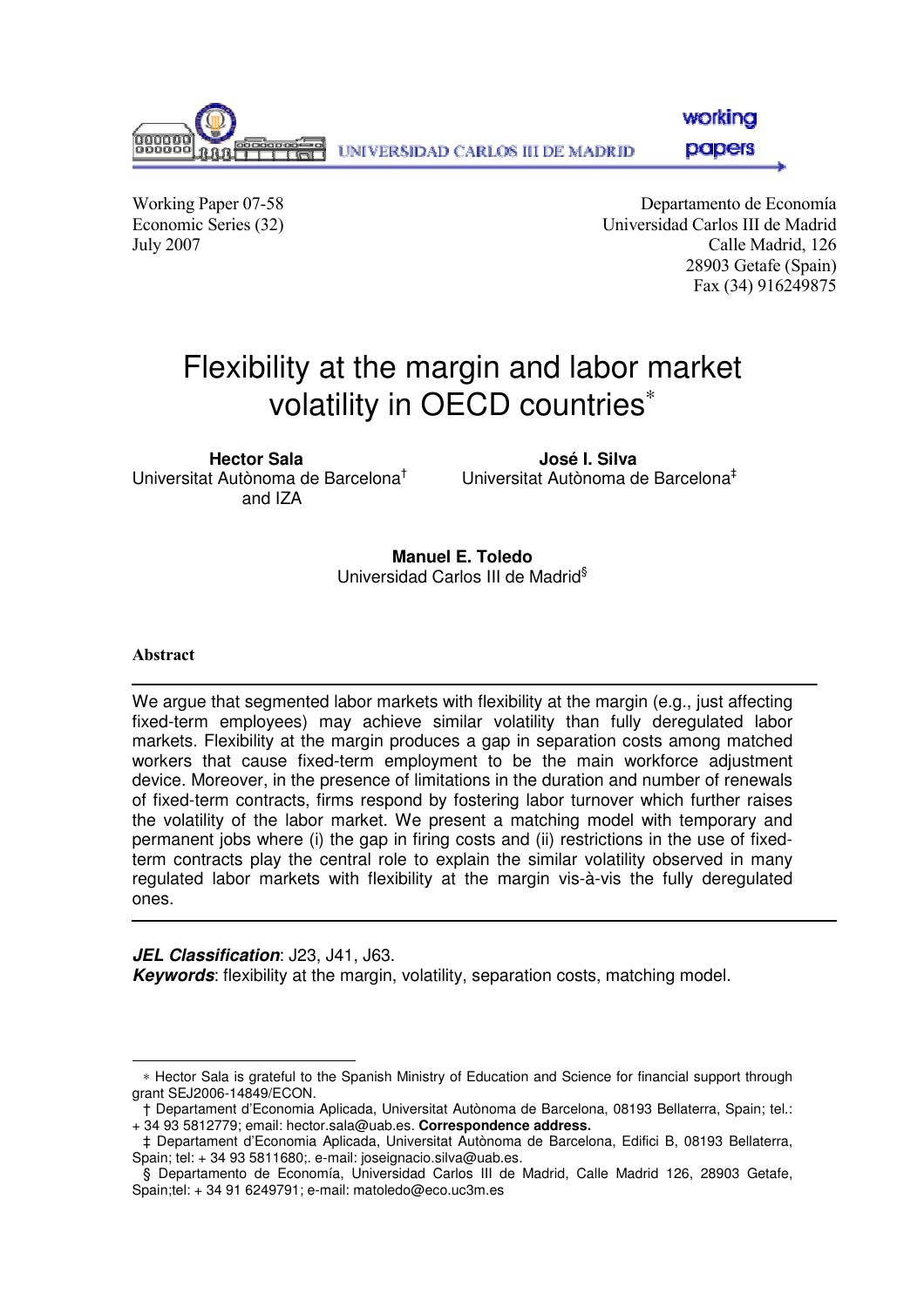UNIVERSIDAD CARLOS III DE MADRID

working papers

Working Paper 07-58
Economic Series (32)
July 2007

Departamento de Economía
Universidad Carlos III de Madrid
Calle Madrid, 126
28903 Getafe (Spain)
Fax (34) 916249875

# Flexibility at the margin and labor market volatility in OECD countries[*]

**Hector Sala**
Universitat Autònoma de Barcelona[†]
and IZA

**José I. Silva**
Universitat Autònoma de Barcelona[‡]

**Manuel E. Toledo**
Universidad Carlos III de Madrid[§]

### Abstract

We argue that segmented labor markets with flexibility at the margin (e.g., just affecting fixed-term employees) may achieve similar volatility than fully deregulated labor markets. Flexibility at the margin produces a gap in separation costs among matched workers that cause fixed-term employment to be the main workforce adjustment device. Moreover, in the presence of limitations in the duration and number of renewals of fixed-term contracts, firms respond by fostering labor turnover which further raises the volatility of the labor market. We present a matching model with temporary and permanent jobs where (i) the gap in firing costs and (ii) restrictions in the use of fixed-term contracts play the central role to explain the similar volatility observed in many regulated labor markets with flexibility at the margin vis-à-vis the fully deregulated ones.

***JEL Classification***: J23, J41, J63.
***Keywords***: flexibility at the margin, volatility, separation costs, matching model.

---

[*] Hector Sala is grateful to the Spanish Ministry of Education and Science for financial support through grant SEJ2006-14849/ECON.

[†] Departament d'Economia Aplicada, Universitat Autònoma de Barcelona, 08193 Bellaterra, Spain; tel.: + 34 93 5812779; email: hector.sala@uab.es. **Correspondence address.**

[‡] Departament d'Economia Aplicada, Universitat Autònoma de Barcelona, Edifici B, 08193 Bellaterra, Spain; tel: + 34 93 5811680;. e-mail: joseignacio.silva@uab.es.

[§] Departamento de Economía, Universidad Carlos III de Madrid, Calle Madrid 126, 28903 Getafe, Spain;tel: + 34 91 6249791; e-mail: matoledo@eco.uc3m.es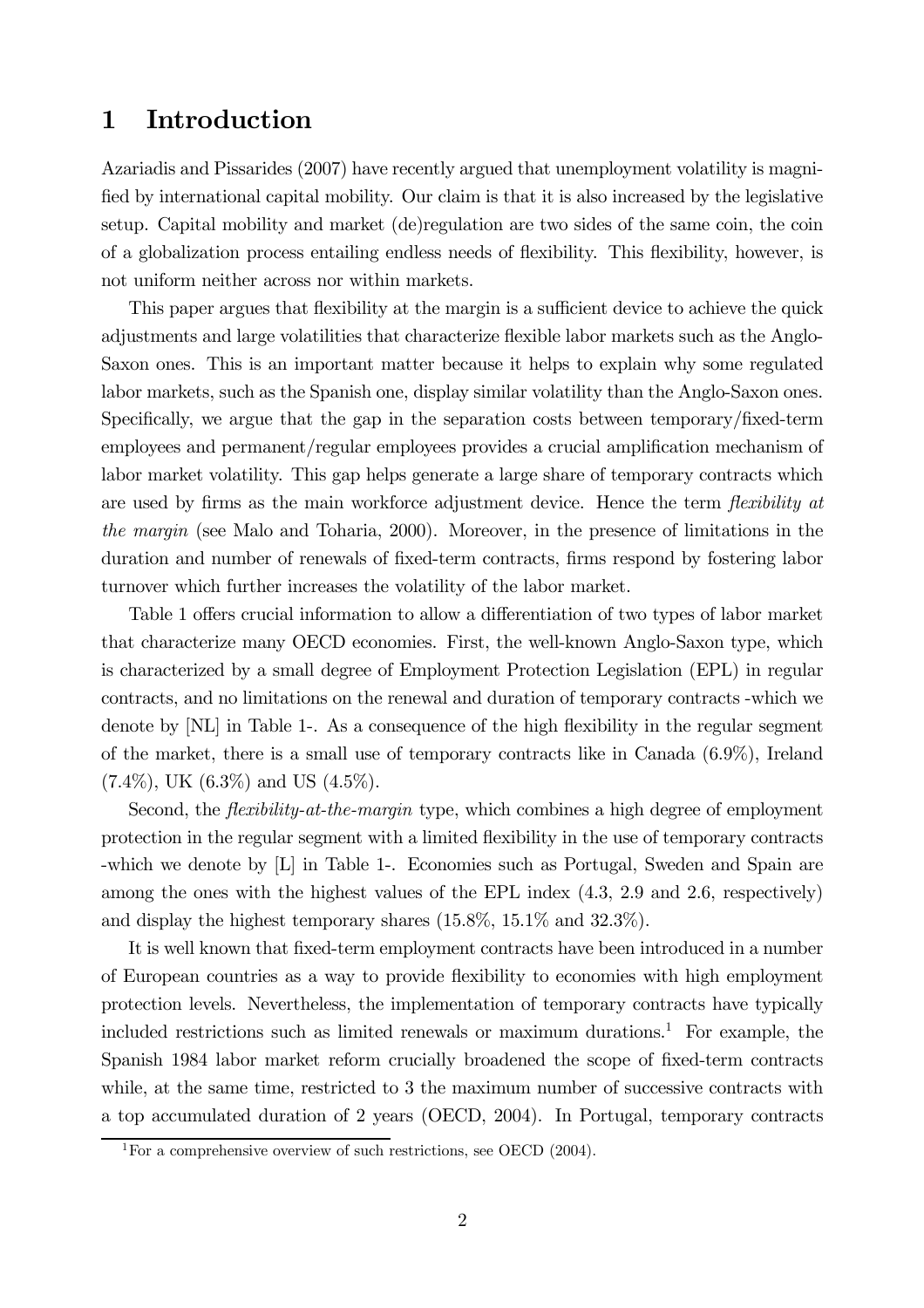# 1 Introduction

Azariadis and Pissarides (2007) have recently argued that unemployment volatility is magnified by international capital mobility. Our claim is that it is also increased by the legislative setup. Capital mobility and market (de)regulation are two sides of the same coin, the coin of a globalization process entailing endless needs of flexibility. This flexibility, however, is not uniform neither across nor within markets.

This paper argues that flexibility at the margin is a sufficient device to achieve the quick adjustments and large volatilities that characterize flexible labor markets such as the Anglo-Saxon ones. This is an important matter because it helps to explain why some regulated labor markets, such as the Spanish one, display similar volatility than the Anglo-Saxon ones. Specifically, we argue that the gap in the separation costs between temporary/fixed-term employees and permanent/regular employees provides a crucial amplification mechanism of labor market volatility. This gap helps generate a large share of temporary contracts which are used by firms as the main workforce adjustment device. Hence the term *flexibility at the margin* (see Malo and Toharia, 2000). Moreover, in the presence of limitations in the duration and number of renewals of fixed-term contracts, firms respond by fostering labor turnover which further increases the volatility of the labor market.

Table 1 offers crucial information to allow a differentiation of two types of labor market that characterize many OECD economies. First, the well-known Anglo-Saxon type, which is characterized by a small degree of Employment Protection Legislation (EPL) in regular contracts, and no limitations on the renewal and duration of temporary contracts -which we denote by [NL] in Table 1-. As a consequence of the high flexibility in the regular segment of the market, there is a small use of temporary contracts like in Canada (6.9%), Ireland (7.4%), UK (6.3%) and US (4.5%).

Second, the *flexibility-at-the-margin* type, which combines a high degree of employment protection in the regular segment with a limited flexibility in the use of temporary contracts -which we denote by [L] in Table 1-. Economies such as Portugal, Sweden and Spain are among the ones with the highest values of the EPL index (4.3, 2.9 and 2.6, respectively) and display the highest temporary shares (15.8%, 15.1% and 32.3%).

It is well known that fixed-term employment contracts have been introduced in a number of European countries as a way to provide flexibility to economies with high employment protection levels. Nevertheless, the implementation of temporary contracts have typically included restrictions such as limited renewals or maximum durations.[1] For example, the Spanish 1984 labor market reform crucially broadened the scope of fixed-term contracts while, at the same time, restricted to 3 the maximum number of successive contracts with a top accumulated duration of 2 years (OECD, 2004). In Portugal, temporary contracts

[1] For a comprehensive overview of such restrictions, see OECD (2004).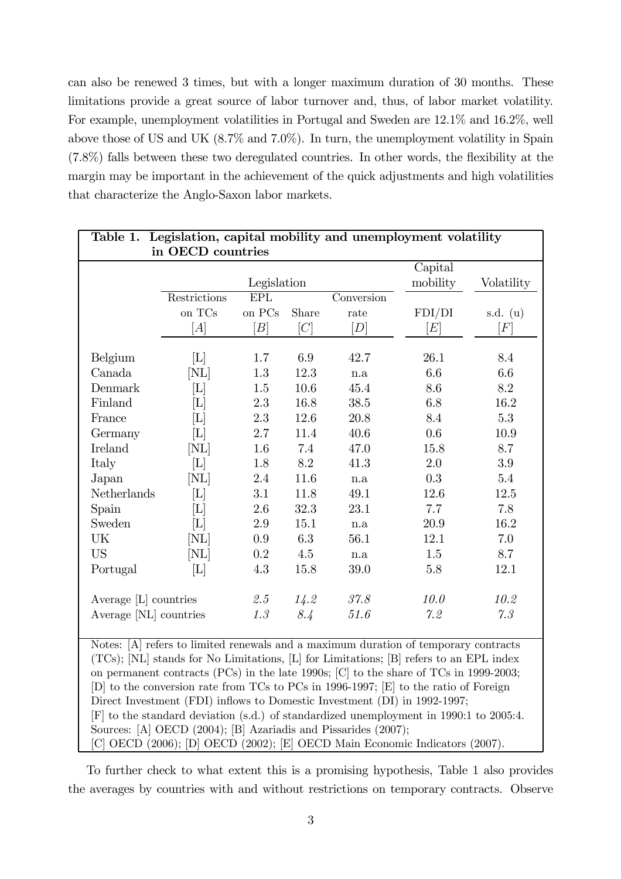can also be renewed 3 times, but with a longer maximum duration of 30 months. These limitations provide a great source of labor turnover and, thus, of labor market volatility. For example, unemployment volatilities in Portugal and Sweden are 12.1% and 16.2%, well above those of US and UK (8.7% and 7.0%). In turn, the unemployment volatility in Spain (7.8%) falls between these two deregulated countries. In other words, the flexibility at the margin may be important in the achievement of the quick adjustments and high volatilities that characterize the Anglo-Saxon labor markets.

**Table 1. Legislation, capital mobility and unemployment volatility in OECD countries**

| | Legislation | | | | Capital mobility | Volatility |
|---|---|---|---|---|---|---|
| | Restrictions on TCs | EPL on PCs | Share | Conversion rate | FDI/DI | s.d. (u) |
| | [$A$] | [$B$] | [$C$] | [$D$] | [$E$] | [$F$] |
| Belgium | [L] | 1.7 | 6.9 | 42.7 | 26.1 | 8.4 |
| Canada | [NL] | 1.3 | 12.3 | n.a | 6.6 | 6.6 |
| Denmark | [L] | 1.5 | 10.6 | 45.4 | 8.6 | 8.2 |
| Finland | [L] | 2.3 | 16.8 | 38.5 | 6.8 | 16.2 |
| France | [L] | 2.3 | 12.6 | 20.8 | 8.4 | 5.3 |
| Germany | [L] | 2.7 | 11.4 | 40.6 | 0.6 | 10.9 |
| Ireland | [NL] | 1.6 | 7.4 | 47.0 | 15.8 | 8.7 |
| Italy | [L] | 1.8 | 8.2 | 41.3 | 2.0 | 3.9 |
| Japan | [NL] | 2.4 | 11.6 | n.a | 0.3 | 5.4 |
| Netherlands | [L] | 3.1 | 11.8 | 49.1 | 12.6 | 12.5 |
| Spain | [L] | 2.6 | 32.3 | 23.1 | 7.7 | 7.8 |
| Sweden | [L] | 2.9 | 15.1 | n.a | 20.9 | 16.2 |
| UK | [NL] | 0.9 | 6.3 | 56.1 | 12.1 | 7.0 |
| US | [NL] | 0.2 | 4.5 | n.a | 1.5 | 8.7 |
| Portugal | [L] | 4.3 | 15.8 | 39.0 | 5.8 | 12.1 |
| Average [L] countries | | *2.5* | *14.2* | *37.8* | *10.0* | *10.2* |
| Average [NL] countries | | *1.3* | *8.4* | *51.6* | *7.2* | *7.3* |

Notes: [A] refers to limited renewals and a maximum duration of temporary contracts (TCs); [NL] stands for No Limitations, [L] for Limitations; [B] refers to an EPL index on permanent contracts (PCs) in the late 1990s; [C] to the share of TCs in 1999-2003; [D] to the conversion rate from TCs to PCs in 1996-1997; [E] to the ratio of Foreign Direct Investment (FDI) inflows to Domestic Investment (DI) in 1992-1997; [F] to the standard deviation (s.d.) of standardized unemployment in 1990:1 to 2005:4.
Sources: [A] OECD (2004); [B] Azariadis and Pissarides (2007); [C] OECD (2006); [D] OECD (2002); [E] OECD Main Economic Indicators (2007).

To further check to what extent this is a promising hypothesis, Table 1 also provides the averages by countries with and without restrictions on temporary contracts. Observe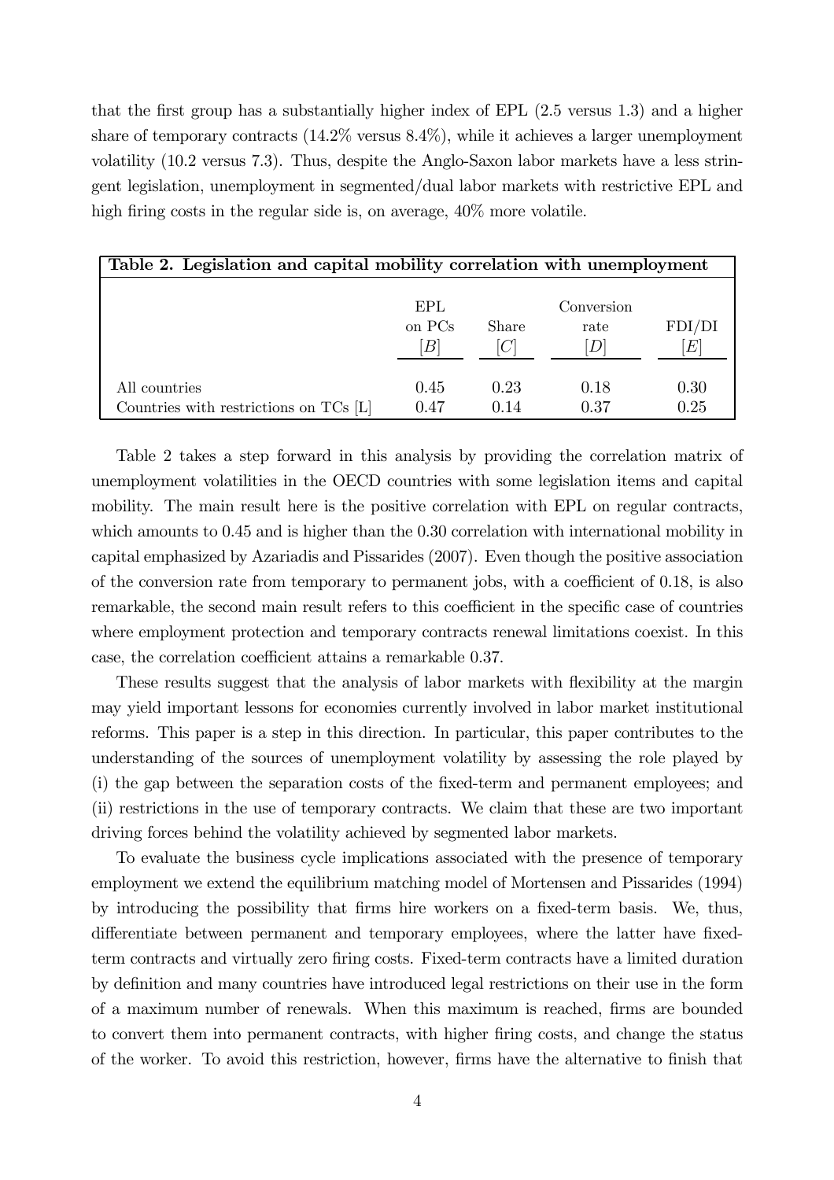that the first group has a substantially higher index of EPL (2.5 versus 1.3) and a higher share of temporary contracts (14.2% versus 8.4%), while it achieves a larger unemployment volatility (10.2 versus 7.3). Thus, despite the Anglo-Saxon labor markets have a less stringent legislation, unemployment in segmented/dual labor markets with restrictive EPL and high firing costs in the regular side is, on average, 40% more volatile.

**Table 2. Legislation and capital mobility correlation with unemployment**

| | EPL on PCs [B] | Share [C] | Conversion rate [D] | FDI/DI [E] |
|---|---|---|---|---|
| All countries | 0.45 | 0.23 | 0.18 | 0.30 |
| Countries with restrictions on TCs [L] | 0.47 | 0.14 | 0.37 | 0.25 |

Table 2 takes a step forward in this analysis by providing the correlation matrix of unemployment volatilities in the OECD countries with some legislation items and capital mobility. The main result here is the positive correlation with EPL on regular contracts, which amounts to 0.45 and is higher than the 0.30 correlation with international mobility in capital emphasized by Azariadis and Pissarides (2007). Even though the positive association of the conversion rate from temporary to permanent jobs, with a coefficient of 0.18, is also remarkable, the second main result refers to this coefficient in the specific case of countries where employment protection and temporary contracts renewal limitations coexist. In this case, the correlation coefficient attains a remarkable 0.37.

These results suggest that the analysis of labor markets with flexibility at the margin may yield important lessons for economies currently involved in labor market institutional reforms. This paper is a step in this direction. In particular, this paper contributes to the understanding of the sources of unemployment volatility by assessing the role played by (i) the gap between the separation costs of the fixed-term and permanent employees; and (ii) restrictions in the use of temporary contracts. We claim that these are two important driving forces behind the volatility achieved by segmented labor markets.

To evaluate the business cycle implications associated with the presence of temporary employment we extend the equilibrium matching model of Mortensen and Pissarides (1994) by introducing the possibility that firms hire workers on a fixed-term basis. We, thus, differentiate between permanent and temporary employees, where the latter have fixed-term contracts and virtually zero firing costs. Fixed-term contracts have a limited duration by definition and many countries have introduced legal restrictions on their use in the form of a maximum number of renewals. When this maximum is reached, firms are bounded to convert them into permanent contracts, with higher firing costs, and change the status of the worker. To avoid this restriction, however, firms have the alternative to finish that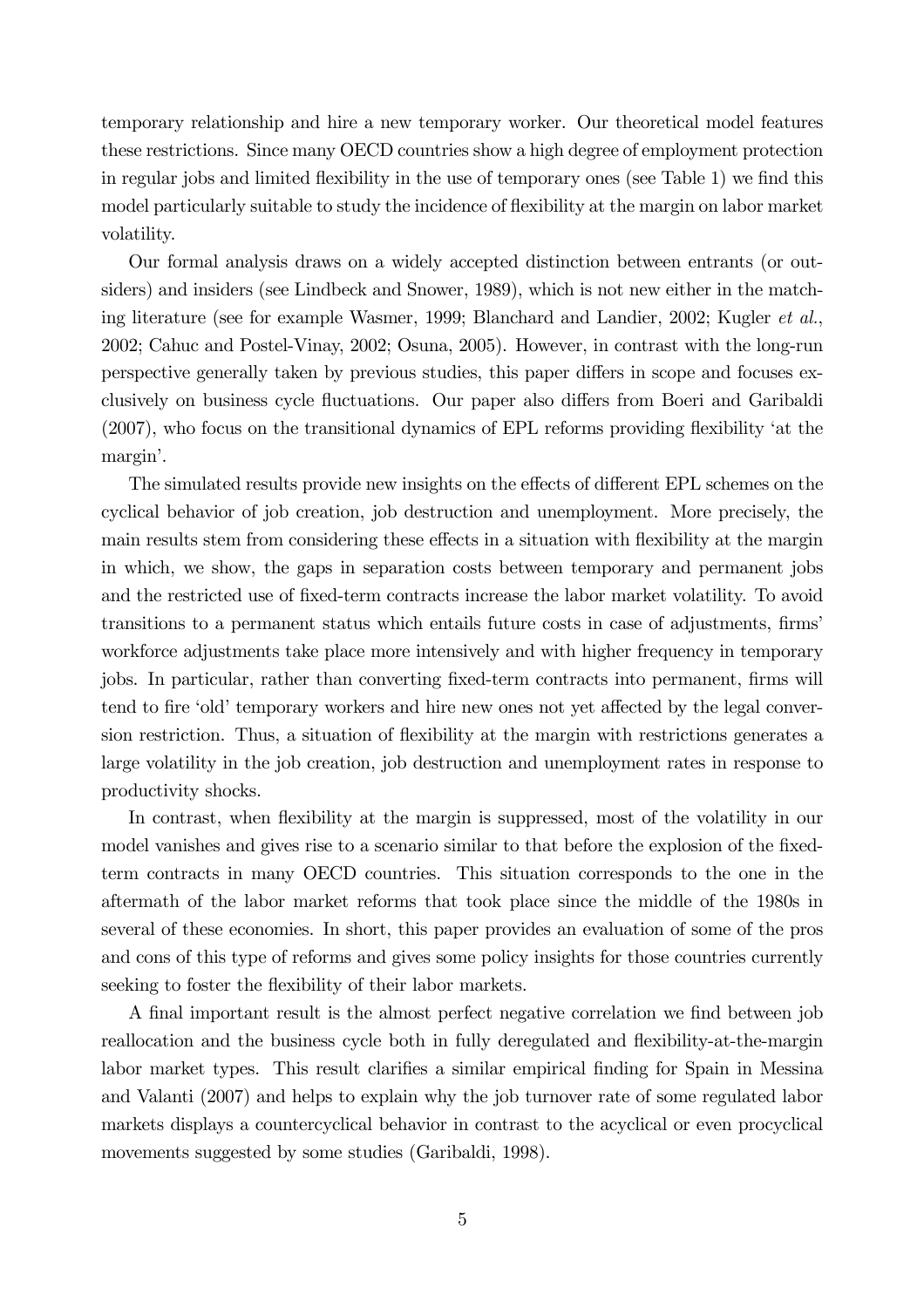temporary relationship and hire a new temporary worker. Our theoretical model features these restrictions. Since many OECD countries show a high degree of employment protection in regular jobs and limited flexibility in the use of temporary ones (see Table 1) we find this model particularly suitable to study the incidence of flexibility at the margin on labor market volatility.

Our formal analysis draws on a widely accepted distinction between entrants (or outsiders) and insiders (see Lindbeck and Snower, 1989), which is not new either in the matching literature (see for example Wasmer, 1999; Blanchard and Landier, 2002; Kugler *et al.*, 2002; Cahuc and Postel-Vinay, 2002; Osuna, 2005). However, in contrast with the long-run perspective generally taken by previous studies, this paper differs in scope and focuses exclusively on business cycle fluctuations. Our paper also differs from Boeri and Garibaldi (2007), who focus on the transitional dynamics of EPL reforms providing flexibility 'at the margin'.

The simulated results provide new insights on the effects of different EPL schemes on the cyclical behavior of job creation, job destruction and unemployment. More precisely, the main results stem from considering these effects in a situation with flexibility at the margin in which, we show, the gaps in separation costs between temporary and permanent jobs and the restricted use of fixed-term contracts increase the labor market volatility. To avoid transitions to a permanent status which entails future costs in case of adjustments, firms' workforce adjustments take place more intensively and with higher frequency in temporary jobs. In particular, rather than converting fixed-term contracts into permanent, firms will tend to fire 'old' temporary workers and hire new ones not yet affected by the legal conversion restriction. Thus, a situation of flexibility at the margin with restrictions generates a large volatility in the job creation, job destruction and unemployment rates in response to productivity shocks.

In contrast, when flexibility at the margin is suppressed, most of the volatility in our model vanishes and gives rise to a scenario similar to that before the explosion of the fixed-term contracts in many OECD countries. This situation corresponds to the one in the aftermath of the labor market reforms that took place since the middle of the 1980s in several of these economies. In short, this paper provides an evaluation of some of the pros and cons of this type of reforms and gives some policy insights for those countries currently seeking to foster the flexibility of their labor markets.

A final important result is the almost perfect negative correlation we find between job reallocation and the business cycle both in fully deregulated and flexibility-at-the-margin labor market types. This result clarifies a similar empirical finding for Spain in Messina and Valanti (2007) and helps to explain why the job turnover rate of some regulated labor markets displays a countercyclical behavior in contrast to the acyclical or even procyclical movements suggested by some studies (Garibaldi, 1998).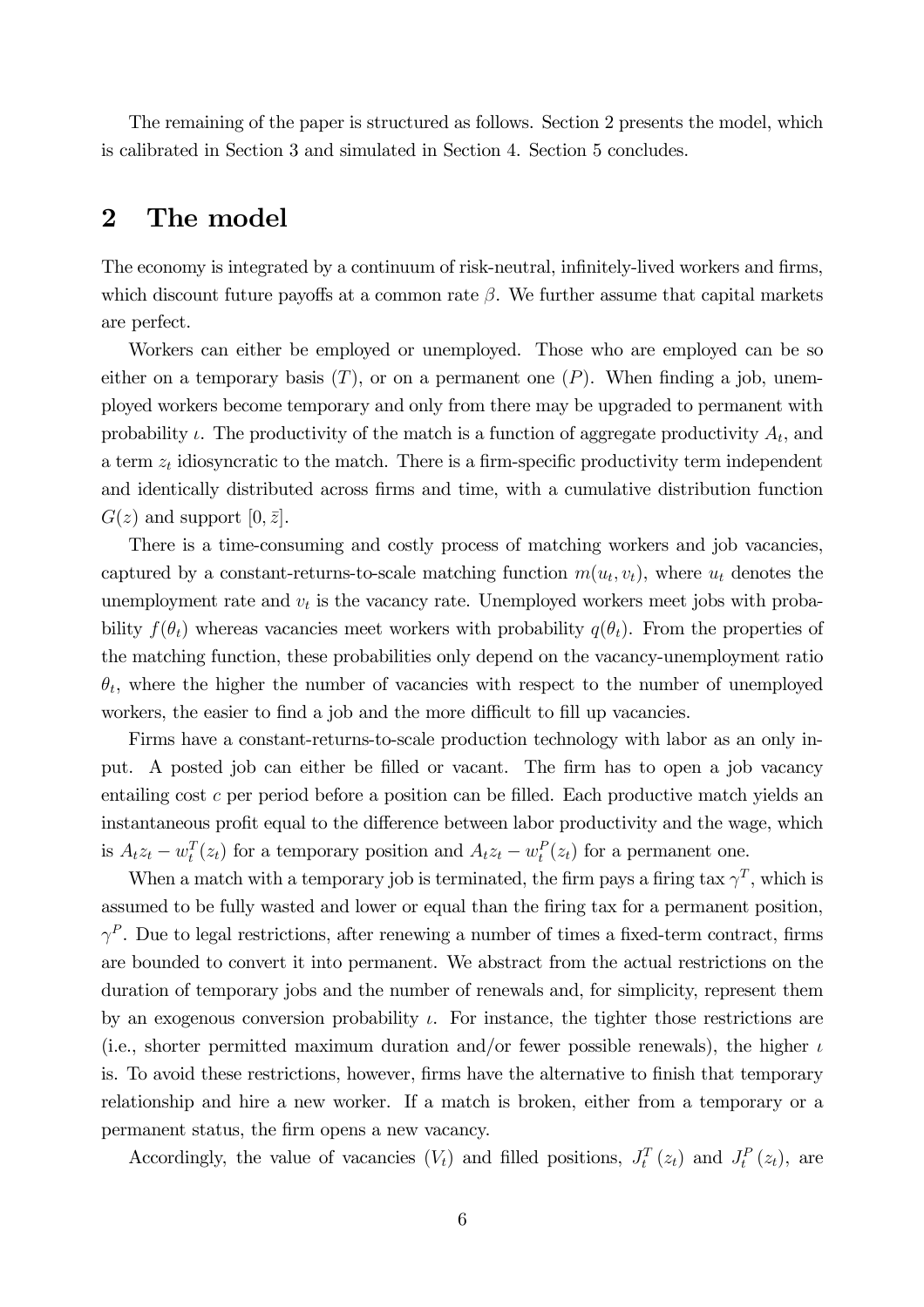The remaining of the paper is structured as follows. Section 2 presents the model, which is calibrated in Section 3 and simulated in Section 4. Section 5 concludes.

# 2 The model

The economy is integrated by a continuum of risk-neutral, infinitely-lived workers and firms, which discount future payoffs at a common rate $\beta$. We further assume that capital markets are perfect.

Workers can either be employed or unemployed. Those who are employed can be so either on a temporary basis ($T$), or on a permanent one ($P$). When finding a job, unemployed workers become temporary and only from there may be upgraded to permanent with probability $\iota$. The productivity of the match is a function of aggregate productivity $A_t$, and a term $z_t$ idiosyncratic to the match. There is a firm-specific productivity term independent and identically distributed across firms and time, with a cumulative distribution function $G(z)$ and support $[0, \bar{z}]$.

There is a time-consuming and costly process of matching workers and job vacancies, captured by a constant-returns-to-scale matching function $m(u_t, v_t)$, where $u_t$ denotes the unemployment rate and $v_t$ is the vacancy rate. Unemployed workers meet jobs with probability $f(\theta_t)$ whereas vacancies meet workers with probability $q(\theta_t)$. From the properties of the matching function, these probabilities only depend on the vacancy-unemployment ratio $\theta_t$, where the higher the number of vacancies with respect to the number of unemployed workers, the easier to find a job and the more difficult to fill up vacancies.

Firms have a constant-returns-to-scale production technology with labor as an only input. A posted job can either be filled or vacant. The firm has to open a job vacancy entailing cost $c$ per period before a position can be filled. Each productive match yields an instantaneous profit equal to the difference between labor productivity and the wage, which is $A_t z_t - w_t^T(z_t)$ for a temporary position and $A_t z_t - w_t^P(z_t)$ for a permanent one.

When a match with a temporary job is terminated, the firm pays a firing tax $\gamma^T$, which is assumed to be fully wasted and lower or equal than the firing tax for a permanent position, $\gamma^P$. Due to legal restrictions, after renewing a number of times a fixed-term contract, firms are bounded to convert it into permanent. We abstract from the actual restrictions on the duration of temporary jobs and the number of renewals and, for simplicity, represent them by an exogenous conversion probability $\iota$. For instance, the tighter those restrictions are (i.e., shorter permitted maximum duration and/or fewer possible renewals), the higher $\iota$ is. To avoid these restrictions, however, firms have the alternative to finish that temporary relationship and hire a new worker. If a match is broken, either from a temporary or a permanent status, the firm opens a new vacancy.

Accordingly, the value of vacancies ($V_t$) and filled positions, $J_t^T(z_t)$ and $J_t^P(z_t)$, are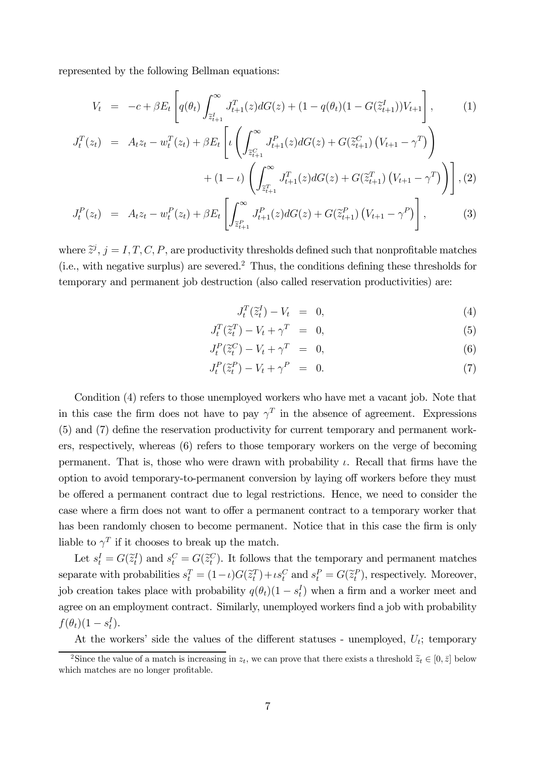represented by the following Bellman equations:

$$V_t = -c + \beta E_t \left[ q(\theta_t) \int_{\widetilde{z}_{t+1}^I}^{\infty} J_{t+1}^T(z) dG(z) + (1 - q(\theta_t)(1 - G(\widetilde{z}_{t+1}^I)) V_{t+1} \right], \tag{1}$$

$$\begin{aligned} J_t^T(z_t) = A_t z_t - w_t^T(z_t) + \beta E_t \Bigg[ \iota \left( \int_{\widetilde{z}_{t+1}^C}^{\infty} J_{t+1}^P(z) dG(z) + G(\widetilde{z}_{t+1}^C) \left( V_{t+1} - \gamma^T \right) \right) \\ + (1 - \iota) \left( \int_{\widetilde{z}_{t+1}^T}^{\infty} J_{t+1}^T(z) dG(z) + G(\widetilde{z}_{t+1}^T) \left( V_{t+1} - \gamma^T \right) \right) \Bigg], \end{aligned} \tag{2}$$

$$J_t^P(z_t) = A_t z_t - w_t^P(z_t) + \beta E_t \left[ \int_{\widetilde{z}_{t+1}^P}^{\infty} J_{t+1}^P(z) dG(z) + G(\widetilde{z}_{t+1}^P) \left( V_{t+1} - \gamma^P \right) \right], \tag{3}$$

where $\widetilde{z}^j$, $j = I, T, C, P$, are productivity thresholds defined such that nonprofitable matches (i.e., with negative surplus) are severed.[2] Thus, the conditions defining these thresholds for temporary and permanent job destruction (also called reservation productivities) are:

$$J_t^T(\widetilde{z}_t^I) - V_t = 0, \tag{4}$$

$$J_t^T(\widetilde{z}_t^T) - V_t + \gamma^T = 0, \tag{5}$$

$$J_t^P(\widetilde{z}_t^C) - V_t + \gamma^T = 0, \tag{6}$$

$$J_t^P(\widetilde{z}_t^P) - V_t + \gamma^P = 0. \tag{7}$$

Condition (4) refers to those unemployed workers who have met a vacant job. Note that in this case the firm does not have to pay $\gamma^T$ in the absence of agreement. Expressions (5) and (7) define the reservation productivity for current temporary and permanent workers, respectively, whereas (6) refers to those temporary workers on the verge of becoming permanent. That is, those who were drawn with probability $\iota$. Recall that firms have the option to avoid temporary-to-permanent conversion by laying off workers before they must be offered a permanent contract due to legal restrictions. Hence, we need to consider the case where a firm does not want to offer a permanent contract to a temporary worker that has been randomly chosen to become permanent. Notice that in this case the firm is only liable to $\gamma^T$ if it chooses to break up the match.

Let $s_t^I = G(\widetilde{z}_t^I)$ and $s_t^C = G(\widetilde{z}_t^C)$. It follows that the temporary and permanent matches separate with probabilities $s_t^T = (1-\iota) G(\widetilde{z}_t^T) + \iota s_t^C$ and $s_t^P = G(\widetilde{z}_t^P)$, respectively. Moreover, job creation takes place with probability $q(\theta_t)(1 - s_t^I)$ when a firm and a worker meet and agree on an employment contract. Similarly, unemployed workers find a job with probability $f(\theta_t)(1 - s_t^I)$.

At the workers' side the values of the different statuses - unemployed, $U_t$; temporary

[2] Since the value of a match is increasing in $z_t$, we can prove that there exists a threshold $\widetilde{z}_t \in [0, \bar{z}]$ below which matches are no longer profitable.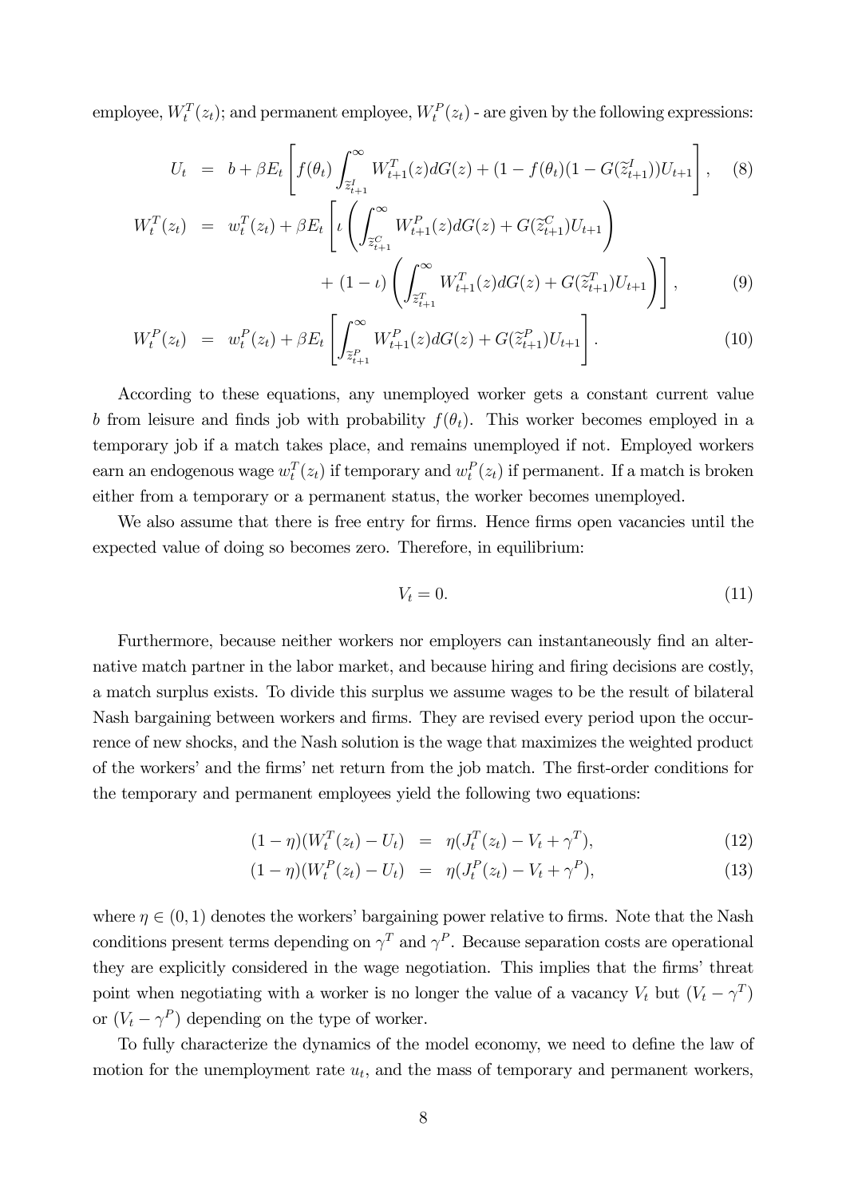employee, $W_t^T(z_t)$; and permanent employee, $W_t^P(z_t)$ - are given by the following expressions:

$$U_t = b + \beta E_t \left[ f(\theta_t) \int_{\tilde{z}_{t+1}^I}^{\infty} W_{t+1}^T(z) dG(z) + (1 - f(\theta_t)(1 - G(\tilde{z}_{t+1}^I)) U_{t+1} \right], \quad (8)$$

$$W_t^T(z_t) = w_t^T(z_t) + \beta E_t \left[ \iota \left( \int_{\tilde{z}_{t+1}^C}^{\infty} W_{t+1}^P(z) dG(z) + G(\tilde{z}_{t+1}^C) U_{t+1} \right) + (1 - \iota) \left( \int_{\tilde{z}_{t+1}^T}^{\infty} W_{t+1}^T(z) dG(z) + G(\tilde{z}_{t+1}^T) U_{t+1} \right) \right], \quad (9)$$

$$W_t^P(z_t) = w_t^P(z_t) + \beta E_t \left[ \int_{\tilde{z}_{t+1}^P}^{\infty} W_{t+1}^P(z) dG(z) + G(\tilde{z}_{t+1}^P) U_{t+1} \right]. \quad (10)$$

According to these equations, any unemployed worker gets a constant current value $b$ from leisure and finds job with probability $f(\theta_t)$. This worker becomes employed in a temporary job if a match takes place, and remains unemployed if not. Employed workers earn an endogenous wage $w_t^T(z_t)$ if temporary and $w_t^P(z_t)$ if permanent. If a match is broken either from a temporary or a permanent status, the worker becomes unemployed.

We also assume that there is free entry for firms. Hence firms open vacancies until the expected value of doing so becomes zero. Therefore, in equilibrium:

$$V_t = 0. \quad (11)$$

Furthermore, because neither workers nor employers can instantaneously find an alternative match partner in the labor market, and because hiring and firing decisions are costly, a match surplus exists. To divide this surplus we assume wages to be the result of bilateral Nash bargaining between workers and firms. They are revised every period upon the occurrence of new shocks, and the Nash solution is the wage that maximizes the weighted product of the workers' and the firms' net return from the job match. The first-order conditions for the temporary and permanent employees yield the following two equations:

$$(1 - \eta)(W_t^T(z_t) - U_t) = \eta(J_t^T(z_t) - V_t + \gamma^T), \quad (12)$$

$$(1 - \eta)(W_t^P(z_t) - U_t) = \eta(J_t^P(z_t) - V_t + \gamma^P), \quad (13)$$

where $\eta \in (0, 1)$ denotes the workers' bargaining power relative to firms. Note that the Nash conditions present terms depending on $\gamma^T$ and $\gamma^P$. Because separation costs are operational they are explicitly considered in the wage negotiation. This implies that the firms' threat point when negotiating with a worker is no longer the value of a vacancy $V_t$ but $(V_t - \gamma^T)$ or $(V_t - \gamma^P)$ depending on the type of worker.

To fully characterize the dynamics of the model economy, we need to define the law of motion for the unemployment rate $u_t$, and the mass of temporary and permanent workers,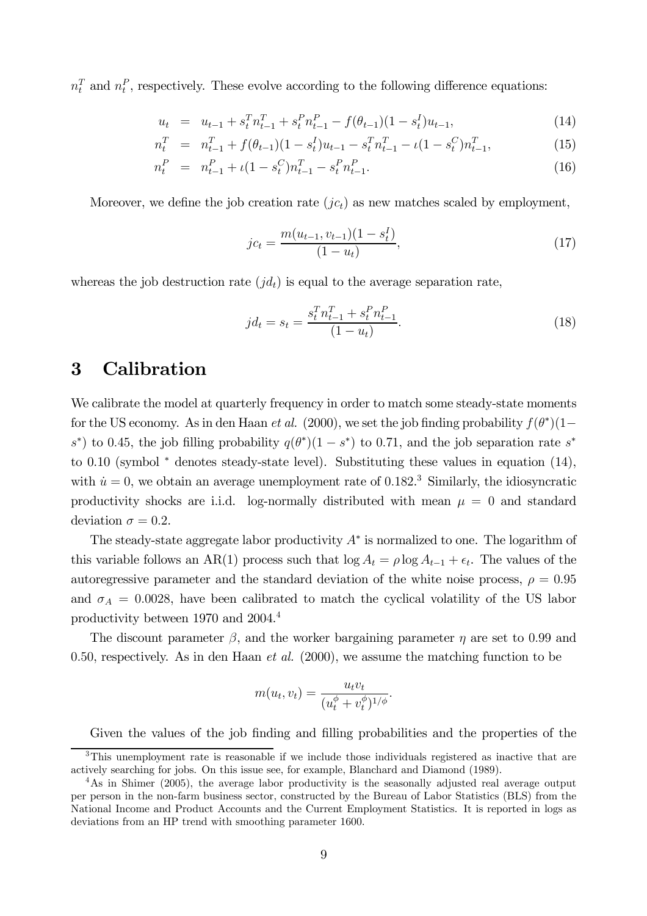$n_t^T$ and $n_t^P$, respectively. These evolve according to the following difference equations:

$$u_t = u_{t-1} + s_t^T n_{t-1}^T + s_t^P n_{t-1}^P - f(\theta_{t-1})(1 - s_t^I)u_{t-1}, \tag{14}$$

$$n_t^T = n_{t-1}^T + f(\theta_{t-1})(1 - s_t^I)u_{t-1} - s_t^T n_{t-1}^T - \iota(1 - s_t^C)n_{t-1}^T, \tag{15}$$

$$n_t^P = n_{t-1}^P + \iota(1 - s_t^C)n_{t-1}^T - s_t^P n_{t-1}^P. \tag{16}$$

Moreover, we define the job creation rate ($jc_t$) as new matches scaled by employment,

$$jc_t = \frac{m(u_{t-1}, v_{t-1})(1 - s_t^I)}{(1 - u_t)}, \tag{17}$$

whereas the job destruction rate ($jd_t$) is equal to the average separation rate,

$$jd_t = s_t = \frac{s_t^T n_{t-1}^T + s_t^P n_{t-1}^P}{(1 - u_t)}. \tag{18}$$

# 3 Calibration

We calibrate the model at quarterly frequency in order to match some steady-state moments for the US economy. As in den Haan *et al.* (2000), we set the job finding probability $f(\theta^*)(1 - s^*)$ to 0.45, the job filling probability $q(\theta^*)(1 - s^*)$ to 0.71, and the job separation rate $s^*$ to 0.10 (symbol $^*$ denotes steady-state level). Substituting these values in equation (14), with $\dot{u} = 0$, we obtain an average unemployment rate of 0.182.[3] Similarly, the idiosyncratic productivity shocks are i.i.d. log-normally distributed with mean $\mu = 0$ and standard deviation $\sigma = 0.2$.

The steady-state aggregate labor productivity $A^*$ is normalized to one. The logarithm of this variable follows an AR(1) process such that $\log A_t = \rho \log A_{t-1} + \epsilon_t$. The values of the autoregressive parameter and the standard deviation of the white noise process, $\rho = 0.95$ and $\sigma_A = 0.0028$, have been calibrated to match the cyclical volatility of the US labor productivity between 1970 and 2004.[4]

The discount parameter $\beta$, and the worker bargaining parameter $\eta$ are set to 0.99 and 0.50, respectively. As in den Haan *et al.* (2000), we assume the matching function to be

$$m(u_t, v_t) = \frac{u_t v_t}{(u_t^\phi + v_t^\phi)^{1/\phi}}.$$

Given the values of the job finding and filling probabilities and the properties of the

[3] This unemployment rate is reasonable if we include those individuals registered as inactive that are actively searching for jobs. On this issue see, for example, Blanchard and Diamond (1989).

[4] As in Shimer (2005), the average labor productivity is the seasonally adjusted real average output per person in the non-farm business sector, constructed by the Bureau of Labor Statistics (BLS) from the National Income and Product Accounts and the Current Employment Statistics. It is reported in logs as deviations from an HP trend with smoothing parameter 1600.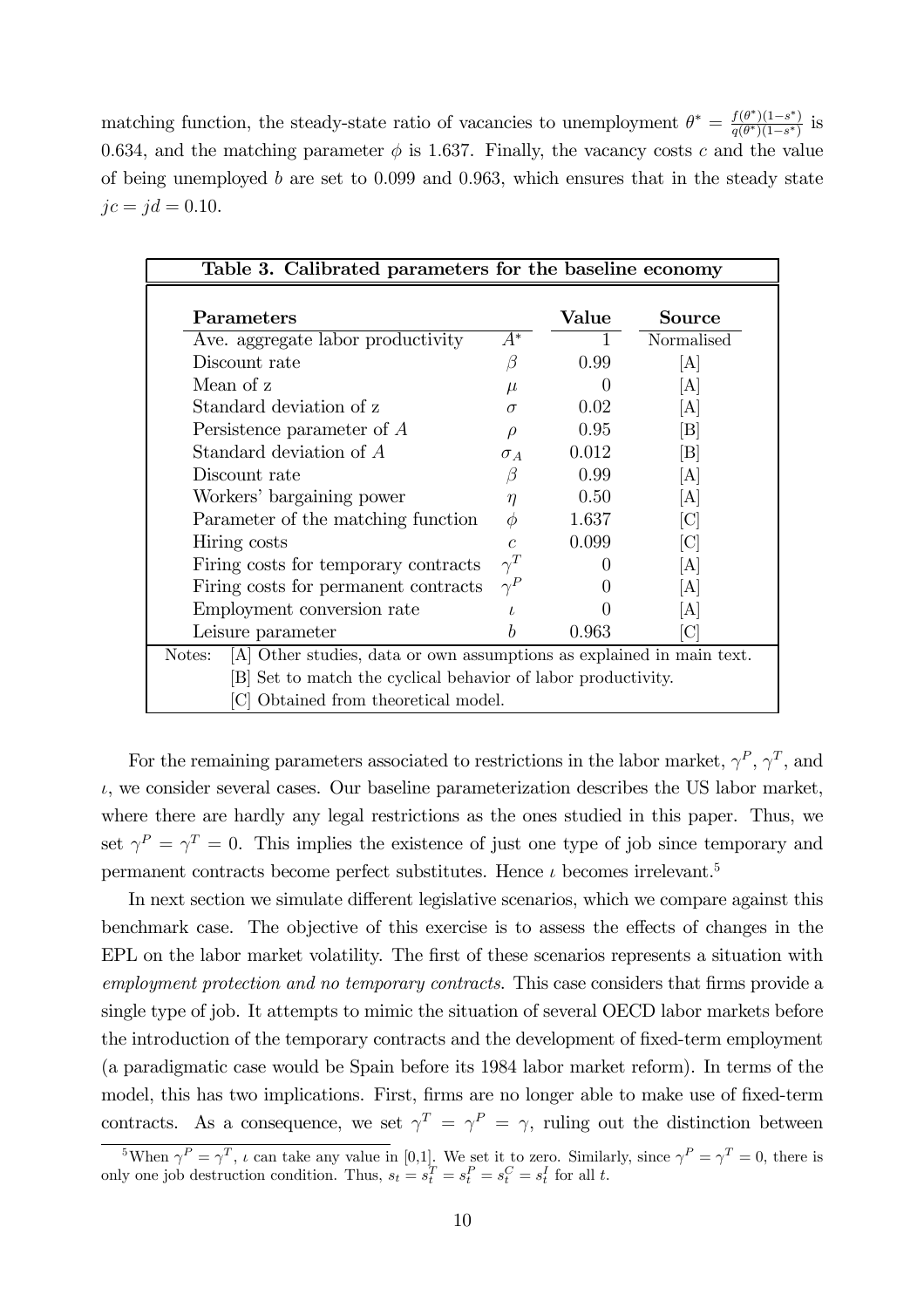matching function, the steady-state ratio of vacancies to unemployment $\theta^* = \frac{f(\theta^*)(1-s^*)}{q(\theta^*)(1-s^*)}$ is 0.634, and the matching parameter $\phi$ is 1.637. Finally, the vacancy costs $c$ and the value of being unemployed $b$ are set to 0.099 and 0.963, which ensures that in the steady state $jc = jd = 0.10$.

**Table 3. Calibrated parameters for the baseline economy**

| **Parameters** | | **Value** | **Source** |
|---|---|---|---|
| Ave. aggregate labor productivity | $A^*$ | 1 | Normalised |
| Discount rate | $\beta$ | 0.99 | [A] |
| Mean of z | $\mu$ | 0 | [A] |
| Standard deviation of z | $\sigma$ | 0.02 | [A] |
| Persistence parameter of $A$ | $\rho$ | 0.95 | [B] |
| Standard deviation of $A$ | $\sigma_A$ | 0.012 | [B] |
| Discount rate | $\beta$ | 0.99 | [A] |
| Workers' bargaining power | $\eta$ | 0.50 | [A] |
| Parameter of the matching function | $\phi$ | 1.637 | [C] |
| Hiring costs | $c$ | 0.099 | [C] |
| Firing costs for temporary contracts | $\gamma^T$ | 0 | [A] |
| Firing costs for permanent contracts | $\gamma^P$ | 0 | [A] |
| Employment conversion rate | $\iota$ | 0 | [A] |
| Leisure parameter | $b$ | 0.963 | [C] |

Notes: [A] Other studies, data or own assumptions as explained in main text.
[B] Set to match the cyclical behavior of labor productivity.
[C] Obtained from theoretical model.

For the remaining parameters associated to restrictions in the labor market, $\gamma^P$, $\gamma^T$, and $\iota$, we consider several cases. Our baseline parameterization describes the US labor market, where there are hardly any legal restrictions as the ones studied in this paper. Thus, we set $\gamma^P = \gamma^T = 0$. This implies the existence of just one type of job since temporary and permanent contracts become perfect substitutes. Hence $\iota$ becomes irrelevant.[5]

In next section we simulate different legislative scenarios, which we compare against this benchmark case. The objective of this exercise is to assess the effects of changes in the EPL on the labor market volatility. The first of these scenarios represents a situation with *employment protection and no temporary contracts*. This case considers that firms provide a single type of job. It attempts to mimic the situation of several OECD labor markets before the introduction of the temporary contracts and the development of fixed-term employment (a paradigmatic case would be Spain before its 1984 labor market reform). In terms of the model, this has two implications. First, firms are no longer able to make use of fixed-term contracts. As a consequence, we set $\gamma^T = \gamma^P = \gamma$, ruling out the distinction between

[5] When $\gamma^P = \gamma^T$, $\iota$ can take any value in [0,1]. We set it to zero. Similarly, since $\gamma^P = \gamma^T = 0$, there is only one job destruction condition. Thus, $s_t = s_t^T = s_t^P = s_t^C = s_t^I$ for all $t$.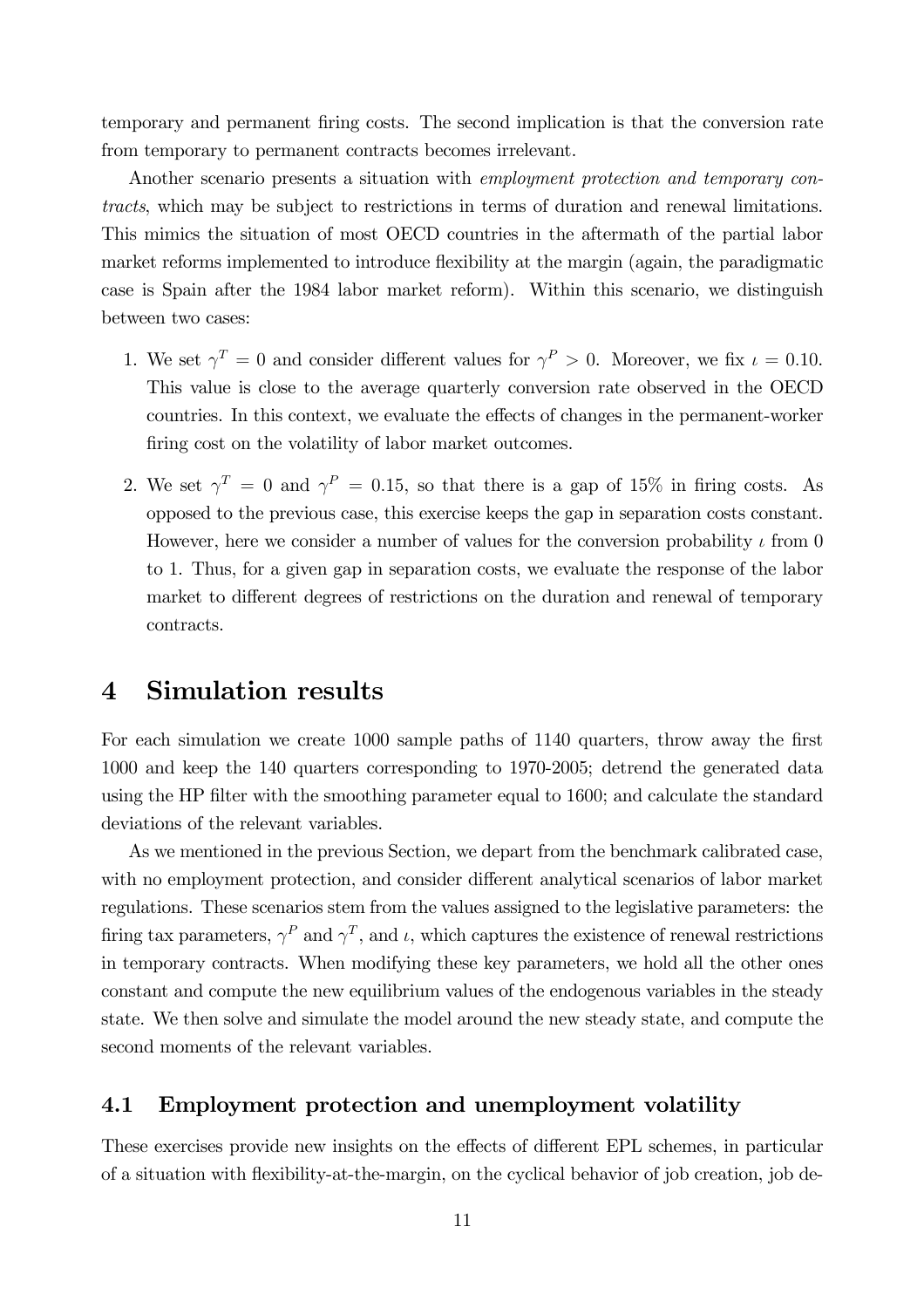temporary and permanent firing costs. The second implication is that the conversion rate from temporary to permanent contracts becomes irrelevant.

Another scenario presents a situation with *employment protection and temporary contracts*, which may be subject to restrictions in terms of duration and renewal limitations. This mimics the situation of most OECD countries in the aftermath of the partial labor market reforms implemented to introduce flexibility at the margin (again, the paradigmatic case is Spain after the 1984 labor market reform). Within this scenario, we distinguish between two cases:

1. We set $\gamma^T = 0$ and consider different values for $\gamma^P > 0$. Moreover, we fix $\iota = 0.10$. This value is close to the average quarterly conversion rate observed in the OECD countries. In this context, we evaluate the effects of changes in the permanent-worker firing cost on the volatility of labor market outcomes.

2. We set $\gamma^T = 0$ and $\gamma^P = 0.15$, so that there is a gap of 15% in firing costs. As opposed to the previous case, this exercise keeps the gap in separation costs constant. However, here we consider a number of values for the conversion probability $\iota$ from 0 to 1. Thus, for a given gap in separation costs, we evaluate the response of the labor market to different degrees of restrictions on the duration and renewal of temporary contracts.

# 4 Simulation results

For each simulation we create 1000 sample paths of 1140 quarters, throw away the first 1000 and keep the 140 quarters corresponding to 1970-2005; detrend the generated data using the HP filter with the smoothing parameter equal to 1600; and calculate the standard deviations of the relevant variables.

As we mentioned in the previous Section, we depart from the benchmark calibrated case, with no employment protection, and consider different analytical scenarios of labor market regulations. These scenarios stem from the values assigned to the legislative parameters: the firing tax parameters, $\gamma^P$ and $\gamma^T$, and $\iota$, which captures the existence of renewal restrictions in temporary contracts. When modifying these key parameters, we hold all the other ones constant and compute the new equilibrium values of the endogenous variables in the steady state. We then solve and simulate the model around the new steady state, and compute the second moments of the relevant variables.

## 4.1 Employment protection and unemployment volatility

These exercises provide new insights on the effects of different EPL schemes, in particular of a situation with flexibility-at-the-margin, on the cyclical behavior of job creation, job de-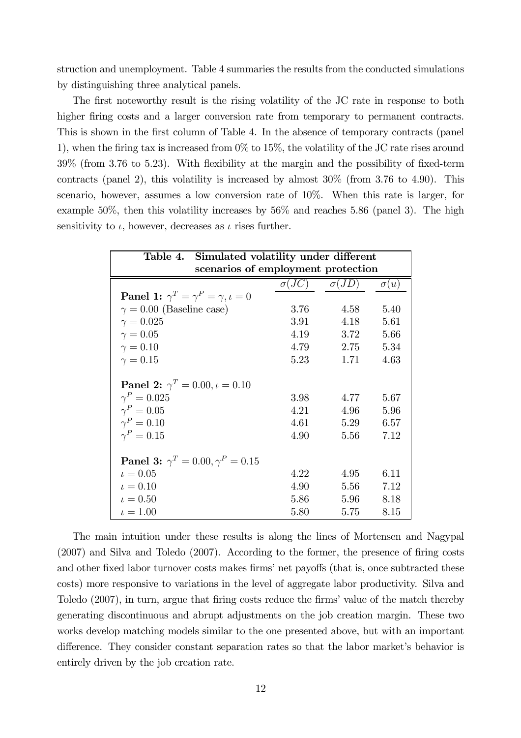struction and unemployment. Table 4 summaries the results from the conducted simulations by distinguishing three analytical panels.

The first noteworthy result is the rising volatility of the JC rate in response to both higher firing costs and a larger conversion rate from temporary to permanent contracts. This is shown in the first column of Table 4. In the absence of temporary contracts (panel 1), when the firing tax is increased from 0% to 15%, the volatility of the JC rate rises around 39% (from 3.76 to 5.23). With flexibility at the margin and the possibility of fixed-term contracts (panel 2), this volatility is increased by almost 30% (from 3.76 to 4.90). This scenario, however, assumes a low conversion rate of 10%. When this rate is larger, for example 50%, then this volatility increases by 56% and reaches 5.86 (panel 3). The high sensitivity to $\iota$, however, decreases as $\iota$ rises further.

**Table 4. Simulated volatility under different scenarios of employment protection**

| | $\sigma(JC)$ | $\sigma(JD)$ | $\sigma(u)$ |
|---|---|---|---|
| **Panel 1:** $\gamma^T = \gamma^P = \gamma, \iota = 0$ | | | |
| $\gamma = 0.00$ (Baseline case) | 3.76 | 4.58 | 5.40 |
| $\gamma = 0.025$ | 3.91 | 4.18 | 5.61 |
| $\gamma = 0.05$ | 4.19 | 3.72 | 5.66 |
| $\gamma = 0.10$ | 4.79 | 2.75 | 5.34 |
| $\gamma = 0.15$ | 5.23 | 1.71 | 4.63 |
| **Panel 2:** $\gamma^T = 0.00, \iota = 0.10$ | | | |
| $\gamma^P = 0.025$ | 3.98 | 4.77 | 5.67 |
| $\gamma^P = 0.05$ | 4.21 | 4.96 | 5.96 |
| $\gamma^P = 0.10$ | 4.61 | 5.29 | 6.57 |
| $\gamma^P = 0.15$ | 4.90 | 5.56 | 7.12 |
| **Panel 3:** $\gamma^T = 0.00, \gamma^P = 0.15$ | | | |
| $\iota = 0.05$ | 4.22 | 4.95 | 6.11 |
| $\iota = 0.10$ | 4.90 | 5.56 | 7.12 |
| $\iota = 0.50$ | 5.86 | 5.96 | 8.18 |
| $\iota = 1.00$ | 5.80 | 5.75 | 8.15 |

The main intuition under these results is along the lines of Mortensen and Nagypal (2007) and Silva and Toledo (2007). According to the former, the presence of firing costs and other fixed labor turnover costs makes firms' net payoffs (that is, once subtracted these costs) more responsive to variations in the level of aggregate labor productivity. Silva and Toledo (2007), in turn, argue that firing costs reduce the firms' value of the match thereby generating discontinuous and abrupt adjustments on the job creation margin. These two works develop matching models similar to the one presented above, but with an important difference. They consider constant separation rates so that the labor market's behavior is entirely driven by the job creation rate.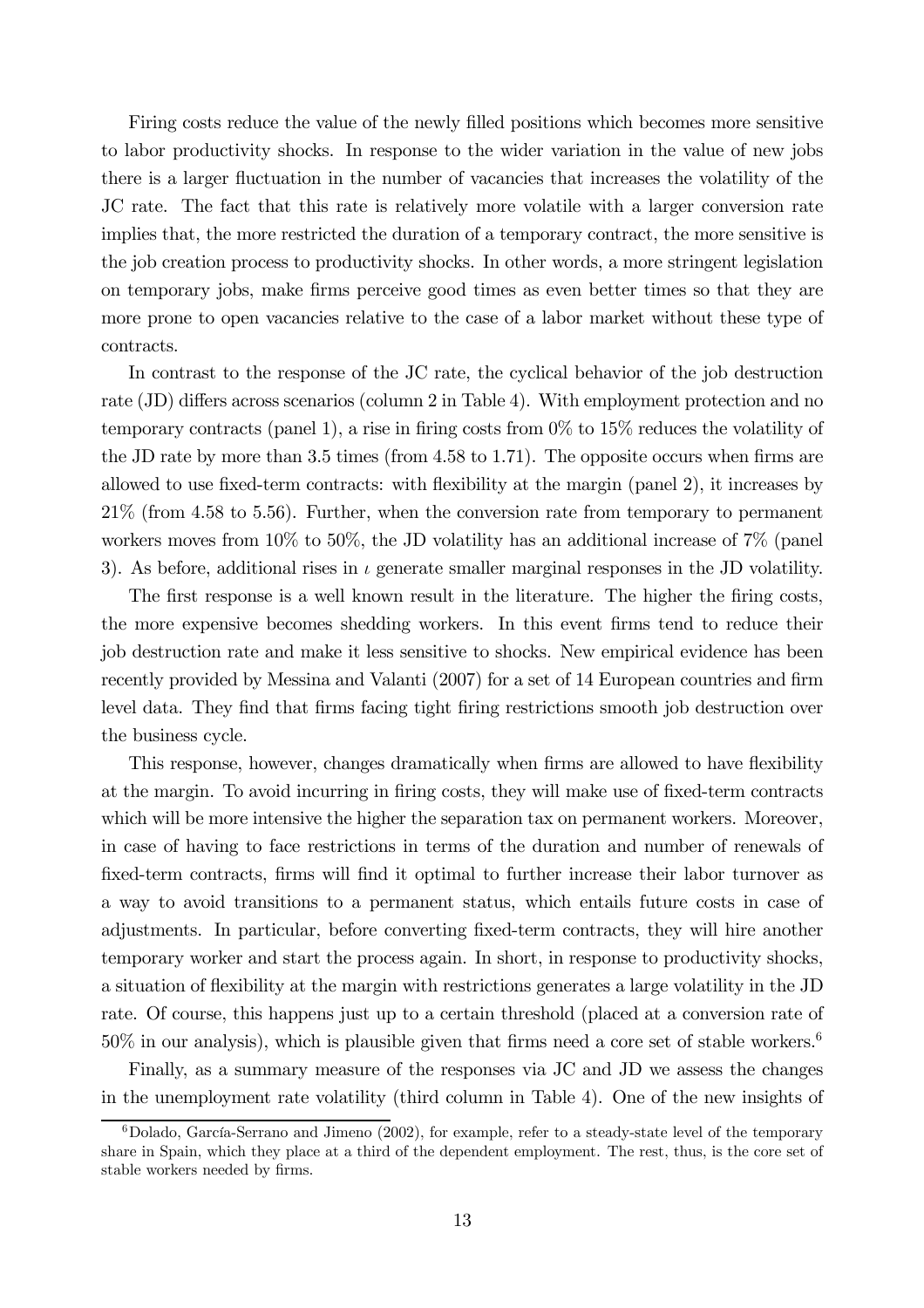Firing costs reduce the value of the newly filled positions which becomes more sensitive to labor productivity shocks. In response to the wider variation in the value of new jobs there is a larger fluctuation in the number of vacancies that increases the volatility of the JC rate. The fact that this rate is relatively more volatile with a larger conversion rate implies that, the more restricted the duration of a temporary contract, the more sensitive is the job creation process to productivity shocks. In other words, a more stringent legislation on temporary jobs, make firms perceive good times as even better times so that they are more prone to open vacancies relative to the case of a labor market without these type of contracts.

In contrast to the response of the JC rate, the cyclical behavior of the job destruction rate (JD) differs across scenarios (column 2 in Table 4). With employment protection and no temporary contracts (panel 1), a rise in firing costs from 0% to 15% reduces the volatility of the JD rate by more than 3.5 times (from 4.58 to 1.71). The opposite occurs when firms are allowed to use fixed-term contracts: with flexibility at the margin (panel 2), it increases by 21% (from 4.58 to 5.56). Further, when the conversion rate from temporary to permanent workers moves from 10% to 50%, the JD volatility has an additional increase of 7% (panel 3). As before, additional rises in $\iota$ generate smaller marginal responses in the JD volatility.

The first response is a well known result in the literature. The higher the firing costs, the more expensive becomes shedding workers. In this event firms tend to reduce their job destruction rate and make it less sensitive to shocks. New empirical evidence has been recently provided by Messina and Valanti (2007) for a set of 14 European countries and firm level data. They find that firms facing tight firing restrictions smooth job destruction over the business cycle.

This response, however, changes dramatically when firms are allowed to have flexibility at the margin. To avoid incurring in firing costs, they will make use of fixed-term contracts which will be more intensive the higher the separation tax on permanent workers. Moreover, in case of having to face restrictions in terms of the duration and number of renewals of fixed-term contracts, firms will find it optimal to further increase their labor turnover as a way to avoid transitions to a permanent status, which entails future costs in case of adjustments. In particular, before converting fixed-term contracts, they will hire another temporary worker and start the process again. In short, in response to productivity shocks, a situation of flexibility at the margin with restrictions generates a large volatility in the JD rate. Of course, this happens just up to a certain threshold (placed at a conversion rate of 50% in our analysis), which is plausible given that firms need a core set of stable workers.[6]

Finally, as a summary measure of the responses via JC and JD we assess the changes in the unemployment rate volatility (third column in Table 4). One of the new insights of

[6] Dolado, García-Serrano and Jimeno (2002), for example, refer to a steady-state level of the temporary share in Spain, which they place at a third of the dependent employment. The rest, thus, is the core set of stable workers needed by firms.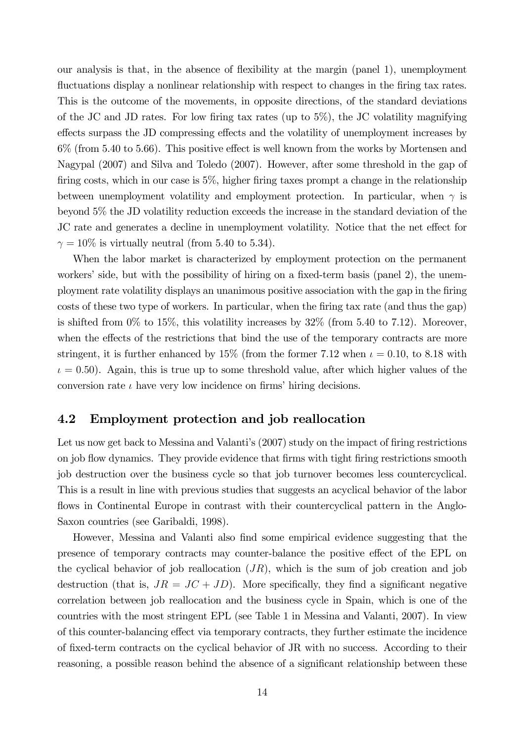our analysis is that, in the absence of flexibility at the margin (panel 1), unemployment fluctuations display a nonlinear relationship with respect to changes in the firing tax rates. This is the outcome of the movements, in opposite directions, of the standard deviations of the JC and JD rates. For low firing tax rates (up to 5%), the JC volatility magnifying effects surpass the JD compressing effects and the volatility of unemployment increases by 6% (from 5.40 to 5.66). This positive effect is well known from the works by Mortensen and Nagypal (2007) and Silva and Toledo (2007). However, after some threshold in the gap of firing costs, which in our case is 5%, higher firing taxes prompt a change in the relationship between unemployment volatility and employment protection. In particular, when $\gamma$ is beyond 5% the JD volatility reduction exceeds the increase in the standard deviation of the JC rate and generates a decline in unemployment volatility. Notice that the net effect for $\gamma = 10\%$ is virtually neutral (from 5.40 to 5.34).

When the labor market is characterized by employment protection on the permanent workers' side, but with the possibility of hiring on a fixed-term basis (panel 2), the unemployment rate volatility displays an unanimous positive association with the gap in the firing costs of these two type of workers. In particular, when the firing tax rate (and thus the gap) is shifted from 0% to 15%, this volatility increases by 32% (from 5.40 to 7.12). Moreover, when the effects of the restrictions that bind the use of the temporary contracts are more stringent, it is further enhanced by 15% (from the former 7.12 when $\iota = 0.10$, to 8.18 with $\iota = 0.50$). Again, this is true up to some threshold value, after which higher values of the conversion rate $\iota$ have very low incidence on firms' hiring decisions.

## 4.2 Employment protection and job reallocation

Let us now get back to Messina and Valanti's (2007) study on the impact of firing restrictions on job flow dynamics. They provide evidence that firms with tight firing restrictions smooth job destruction over the business cycle so that job turnover becomes less countercyclical. This is a result in line with previous studies that suggests an acyclical behavior of the labor flows in Continental Europe in contrast with their countercyclical pattern in the Anglo-Saxon countries (see Garibaldi, 1998).

However, Messina and Valanti also find some empirical evidence suggesting that the presence of temporary contracts may counter-balance the positive effect of the EPL on the cyclical behavior of job reallocation ($JR$), which is the sum of job creation and job destruction (that is, $JR = JC + JD$). More specifically, they find a significant negative correlation between job reallocation and the business cycle in Spain, which is one of the countries with the most stringent EPL (see Table 1 in Messina and Valanti, 2007). In view of this counter-balancing effect via temporary contracts, they further estimate the incidence of fixed-term contracts on the cyclical behavior of JR with no success. According to their reasoning, a possible reason behind the absence of a significant relationship between these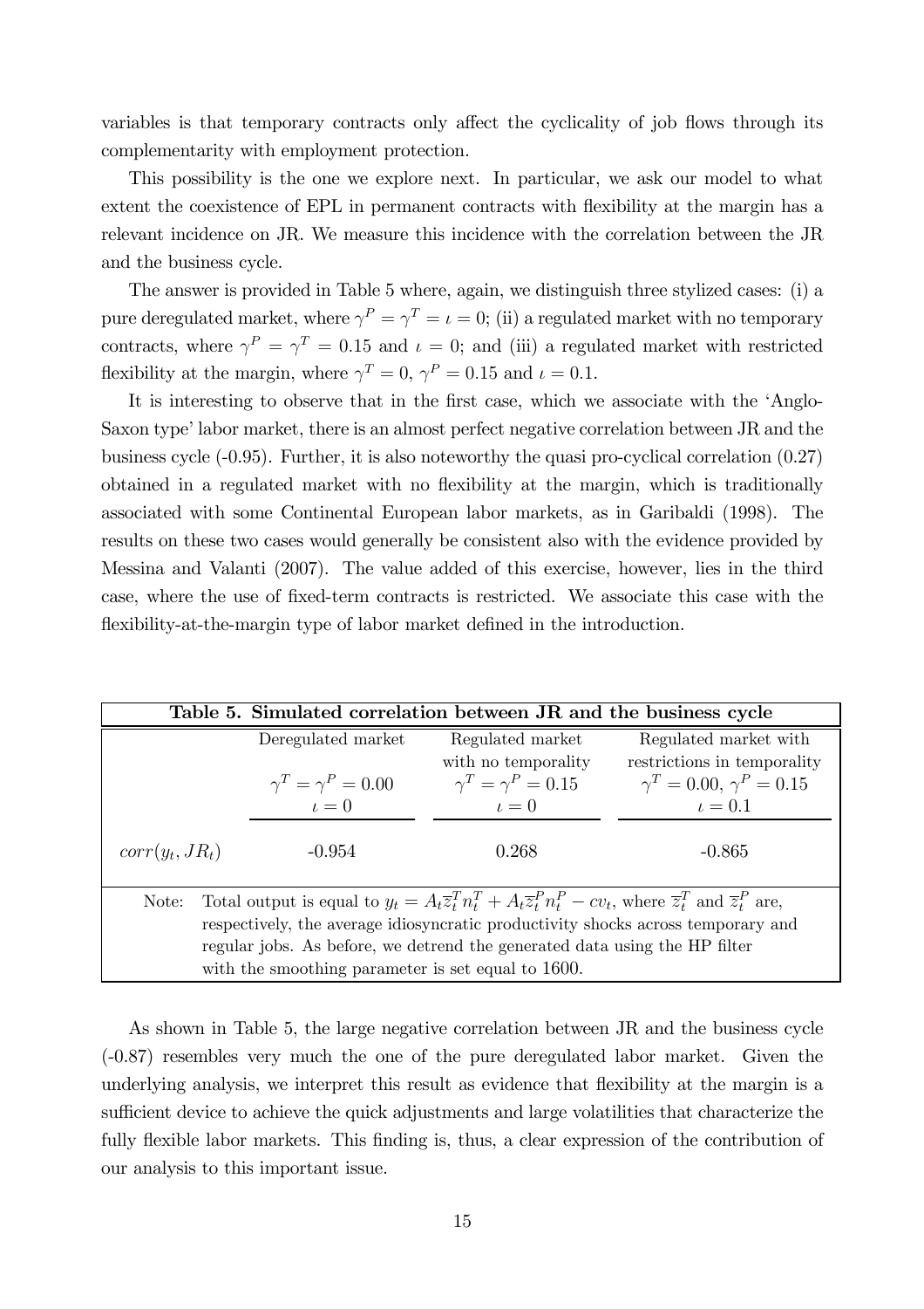variables is that temporary contracts only affect the cyclicality of job flows through its complementarity with employment protection.

This possibility is the one we explore next. In particular, we ask our model to what extent the coexistence of EPL in permanent contracts with flexibility at the margin has a relevant incidence on JR. We measure this incidence with the correlation between the JR and the business cycle.

The answer is provided in Table 5 where, again, we distinguish three stylized cases: (i) a pure deregulated market, where $\gamma^P = \gamma^T = \iota = 0$; (ii) a regulated market with no temporary contracts, where $\gamma^P = \gamma^T = 0.15$ and $\iota = 0$; and (iii) a regulated market with restricted flexibility at the margin, where $\gamma^T = 0$, $\gamma^P = 0.15$ and $\iota = 0.1$.

It is interesting to observe that in the first case, which we associate with the 'Anglo-Saxon type' labor market, there is an almost perfect negative correlation between JR and the business cycle (-0.95). Further, it is also noteworthy the quasi pro-cyclical correlation (0.27) obtained in a regulated market with no flexibility at the margin, which is traditionally associated with some Continental European labor markets, as in Garibaldi (1998). The results on these two cases would generally be consistent also with the evidence provided by Messina and Valanti (2007). The value added of this exercise, however, lies in the third case, where the use of fixed-term contracts is restricted. We associate this case with the flexibility-at-the-margin type of labor market defined in the introduction.

**Table 5. Simulated correlation between JR and the business cycle**

| | Deregulated market<br>$\gamma^T = \gamma^P = 0.00$<br>$\iota = 0$ | Regulated market with no temporality<br>$\gamma^T = \gamma^P = 0.15$<br>$\iota = 0$ | Regulated market with restrictions in temporality<br>$\gamma^T = 0.00$, $\gamma^P = 0.15$<br>$\iota = 0.1$ |
|---|---|---|---|
| $corr(y_t, JR_t)$ | -0.954 | 0.268 | -0.865 |

Note: Total output is equal to $y_t = A_t \overline{z}_t^T n_t^T + A_t \overline{z}_t^P n_t^P - cv_t$, where $\overline{z}_t^T$ and $\overline{z}_t^P$ are, respectively, the average idiosyncratic productivity shocks across temporary and regular jobs. As before, we detrend the generated data using the HP filter with the smoothing parameter is set equal to 1600.

As shown in Table 5, the large negative correlation between JR and the business cycle (-0.87) resembles very much the one of the pure deregulated labor market. Given the underlying analysis, we interpret this result as evidence that flexibility at the margin is a sufficient device to achieve the quick adjustments and large volatilities that characterize the fully flexible labor markets. This finding is, thus, a clear expression of the contribution of our analysis to this important issue.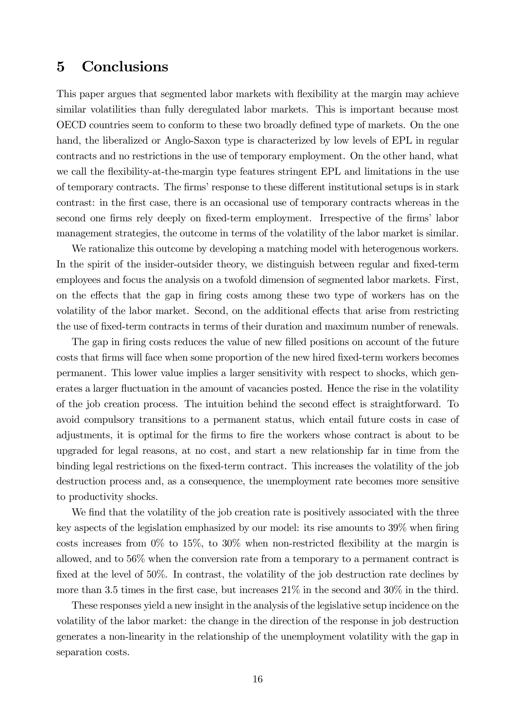## 5 Conclusions

This paper argues that segmented labor markets with flexibility at the margin may achieve similar volatilities than fully deregulated labor markets. This is important because most OECD countries seem to conform to these two broadly defined type of markets. On the one hand, the liberalized or Anglo-Saxon type is characterized by low levels of EPL in regular contracts and no restrictions in the use of temporary employment. On the other hand, what we call the flexibility-at-the-margin type features stringent EPL and limitations in the use of temporary contracts. The firms' response to these different institutional setups is in stark contrast: in the first case, there is an occasional use of temporary contracts whereas in the second one firms rely deeply on fixed-term employment. Irrespective of the firms' labor management strategies, the outcome in terms of the volatility of the labor market is similar.

We rationalize this outcome by developing a matching model with heterogenous workers. In the spirit of the insider-outsider theory, we distinguish between regular and fixed-term employees and focus the analysis on a twofold dimension of segmented labor markets. First, on the effects that the gap in firing costs among these two type of workers has on the volatility of the labor market. Second, on the additional effects that arise from restricting the use of fixed-term contracts in terms of their duration and maximum number of renewals.

The gap in firing costs reduces the value of new filled positions on account of the future costs that firms will face when some proportion of the new hired fixed-term workers becomes permanent. This lower value implies a larger sensitivity with respect to shocks, which generates a larger fluctuation in the amount of vacancies posted. Hence the rise in the volatility of the job creation process. The intuition behind the second effect is straightforward. To avoid compulsory transitions to a permanent status, which entail future costs in case of adjustments, it is optimal for the firms to fire the workers whose contract is about to be upgraded for legal reasons, at no cost, and start a new relationship far in time from the binding legal restrictions on the fixed-term contract. This increases the volatility of the job destruction process and, as a consequence, the unemployment rate becomes more sensitive to productivity shocks.

We find that the volatility of the job creation rate is positively associated with the three key aspects of the legislation emphasized by our model: its rise amounts to 39% when firing costs increases from 0% to 15%, to 30% when non-restricted flexibility at the margin is allowed, and to 56% when the conversion rate from a temporary to a permanent contract is fixed at the level of 50%. In contrast, the volatility of the job destruction rate declines by more than 3.5 times in the first case, but increases 21% in the second and 30% in the third.

These responses yield a new insight in the analysis of the legislative setup incidence on the volatility of the labor market: the change in the direction of the response in job destruction generates a non-linearity in the relationship of the unemployment volatility with the gap in separation costs.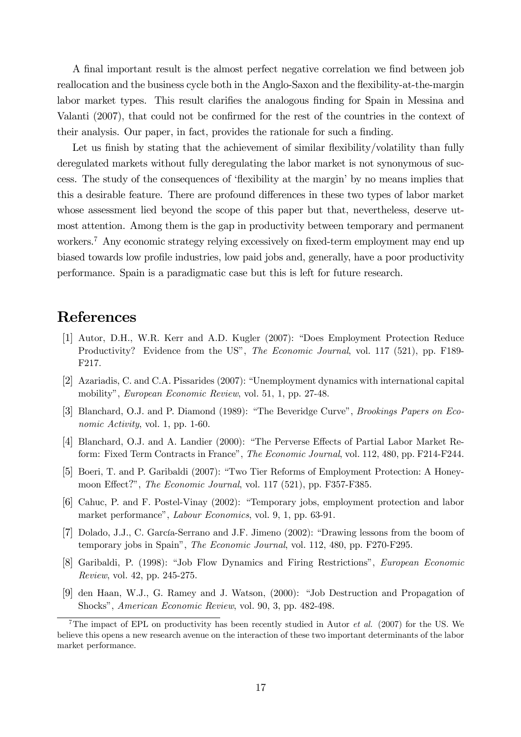A final important result is the almost perfect negative correlation we find between job reallocation and the business cycle both in the Anglo-Saxon and the flexibility-at-the-margin labor market types. This result clarifies the analogous finding for Spain in Messina and Valanti (2007), that could not be confirmed for the rest of the countries in the context of their analysis. Our paper, in fact, provides the rationale for such a finding.

Let us finish by stating that the achievement of similar flexibility/volatility than fully deregulated markets without fully deregulating the labor market is not synonymous of success. The study of the consequences of 'flexibility at the margin' by no means implies that this a desirable feature. There are profound differences in these two types of labor market whose assessment lied beyond the scope of this paper but that, nevertheless, deserve utmost attention. Among them is the gap in productivity between temporary and permanent workers.[7] Any economic strategy relying excessively on fixed-term employment may end up biased towards low profile industries, low paid jobs and, generally, have a poor productivity performance. Spain is a paradigmatic case but this is left for future research.

# References

[1] Autor, D.H., W.R. Kerr and A.D. Kugler (2007): "Does Employment Protection Reduce Productivity? Evidence from the US", *The Economic Journal*, vol. 117 (521), pp. F189-F217.

[2] Azariadis, C. and C.A. Pissarides (2007): "Unemployment dynamics with international capital mobility", *European Economic Review*, vol. 51, 1, pp. 27-48.

[3] Blanchard, O.J. and P. Diamond (1989): "The Beveridge Curve", *Brookings Papers on Economic Activity*, vol. 1, pp. 1-60.

[4] Blanchard, O.J. and A. Landier (2000): "The Perverse Effects of Partial Labor Market Reform: Fixed Term Contracts in France", *The Economic Journal*, vol. 112, 480, pp. F214-F244.

[5] Boeri, T. and P. Garibaldi (2007): "Two Tier Reforms of Employment Protection: A Honeymoon Effect?", *The Economic Journal*, vol. 117 (521), pp. F357-F385.

[6] Cahuc, P. and F. Postel-Vinay (2002): "Temporary jobs, employment protection and labor market performance", *Labour Economics*, vol. 9, 1, pp. 63-91.

[7] Dolado, J.J., C. García-Serrano and J.F. Jimeno (2002): "Drawing lessons from the boom of temporary jobs in Spain", *The Economic Journal*, vol. 112, 480, pp. F270-F295.

[8] Garibaldi, P. (1998): "Job Flow Dynamics and Firing Restrictions", *European Economic Review*, vol. 42, pp. 245-275.

[9] den Haan, W.J., G. Ramey and J. Watson, (2000): "Job Destruction and Propagation of Shocks", *American Economic Review*, vol. 90, 3, pp. 482-498.

[7] The impact of EPL on productivity has been recently studied in Autor *et al.* (2007) for the US. We believe this opens a new research avenue on the interaction of these two important determinants of the labor market performance.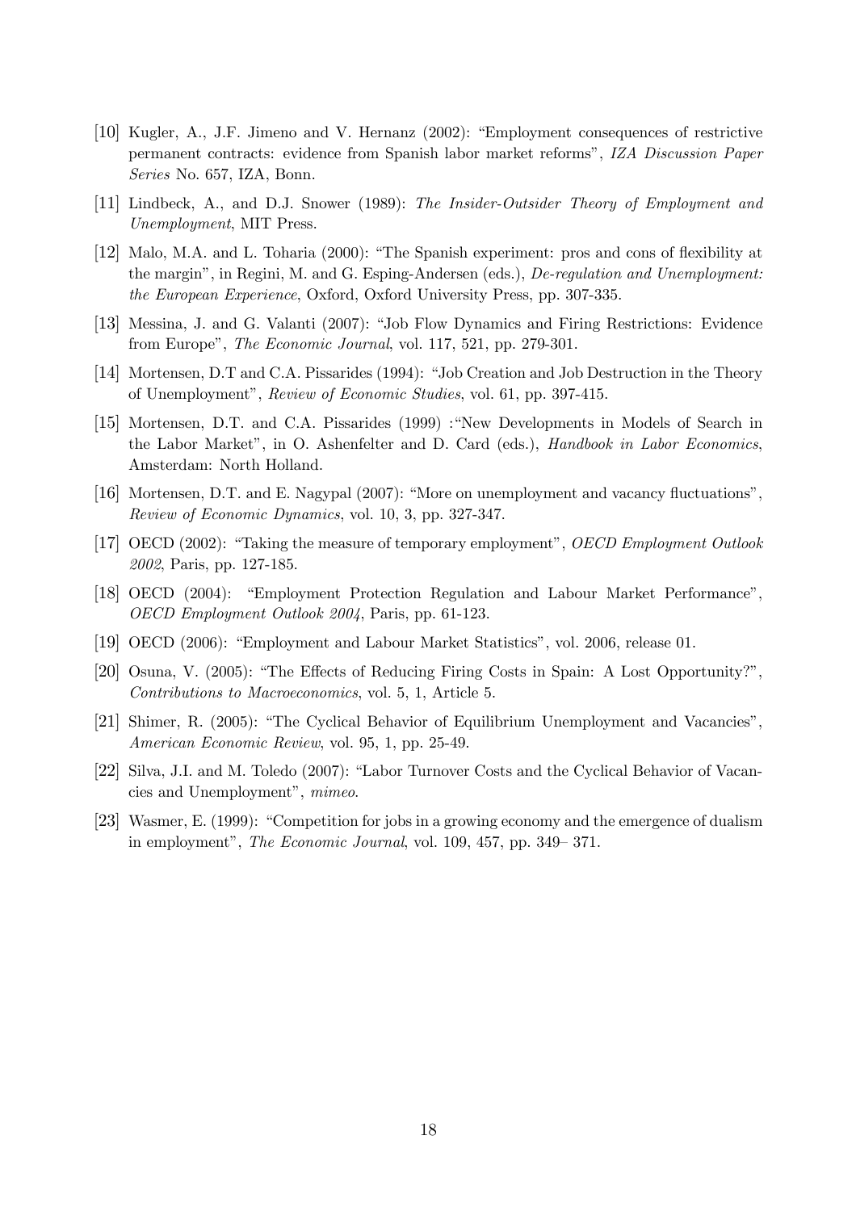[10] Kugler, A., J.F. Jimeno and V. Hernanz (2002): "Employment consequences of restrictive permanent contracts: evidence from Spanish labor market reforms", *IZA Discussion Paper Series* No. 657, IZA, Bonn.

[11] Lindbeck, A., and D.J. Snower (1989): *The Insider-Outsider Theory of Employment and Unemployment*, MIT Press.

[12] Malo, M.A. and L. Toharia (2000): "The Spanish experiment: pros and cons of flexibility at the margin", in Regini, M. and G. Esping-Andersen (eds.), *De-regulation and Unemployment: the European Experience*, Oxford, Oxford University Press, pp. 307-335.

[13] Messina, J. and G. Valanti (2007): "Job Flow Dynamics and Firing Restrictions: Evidence from Europe", *The Economic Journal*, vol. 117, 521, pp. 279-301.

[14] Mortensen, D.T and C.A. Pissarides (1994): "Job Creation and Job Destruction in the Theory of Unemployment", *Review of Economic Studies*, vol. 61, pp. 397-415.

[15] Mortensen, D.T. and C.A. Pissarides (1999) :"New Developments in Models of Search in the Labor Market", in O. Ashenfelter and D. Card (eds.), *Handbook in Labor Economics*, Amsterdam: North Holland.

[16] Mortensen, D.T. and E. Nagypal (2007): "More on unemployment and vacancy fluctuations", *Review of Economic Dynamics*, vol. 10, 3, pp. 327-347.

[17] OECD (2002): "Taking the measure of temporary employment", *OECD Employment Outlook 2002*, Paris, pp. 127-185.

[18] OECD (2004): "Employment Protection Regulation and Labour Market Performance", *OECD Employment Outlook 2004*, Paris, pp. 61-123.

[19] OECD (2006): "Employment and Labour Market Statistics", vol. 2006, release 01.

[20] Osuna, V. (2005): "The Effects of Reducing Firing Costs in Spain: A Lost Opportunity?", *Contributions to Macroeconomics*, vol. 5, 1, Article 5.

[21] Shimer, R. (2005): "The Cyclical Behavior of Equilibrium Unemployment and Vacancies", *American Economic Review*, vol. 95, 1, pp. 25-49.

[22] Silva, J.I. and M. Toledo (2007): "Labor Turnover Costs and the Cyclical Behavior of Vacancies and Unemployment", *mimeo*.

[23] Wasmer, E. (1999): "Competition for jobs in a growing economy and the emergence of dualism in employment", *The Economic Journal*, vol. 109, 457, pp. 349– 371.